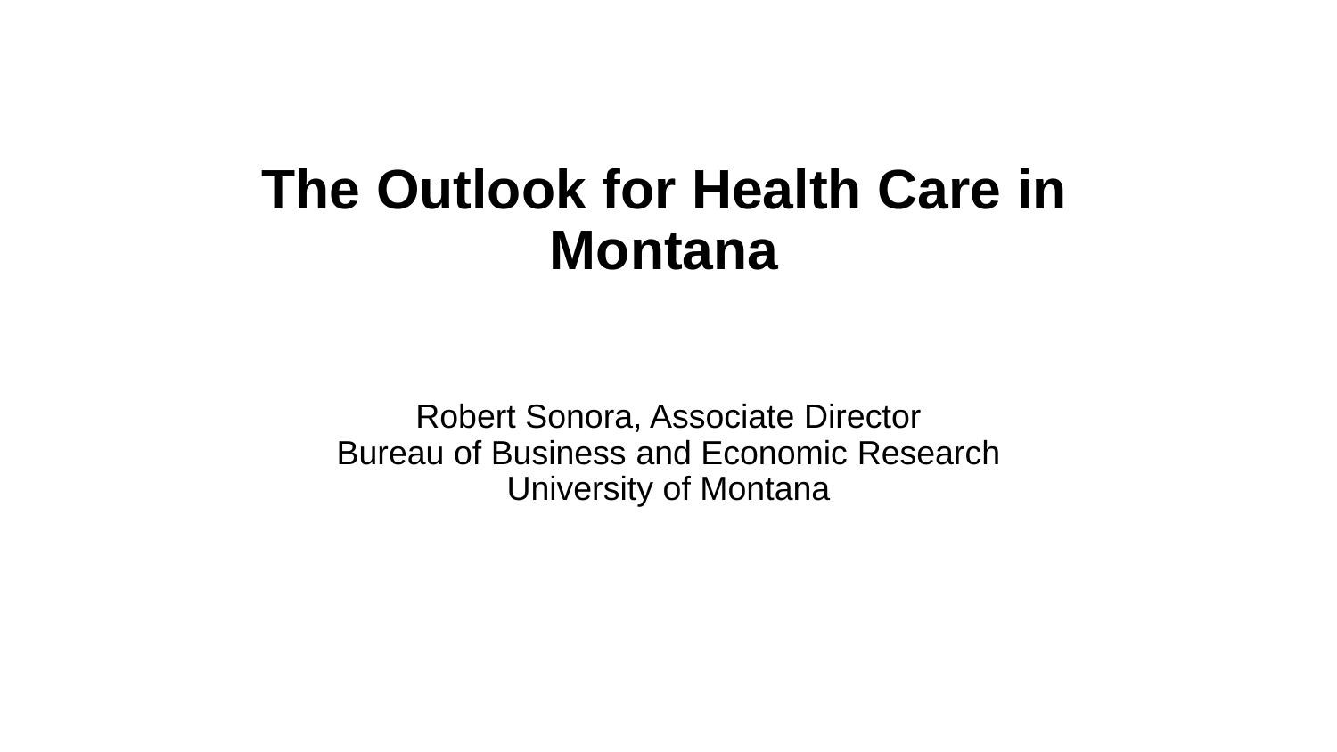# The Outlook for Health Care in Montana

Robert Sonora, Associate Director
Bureau of Business and Economic Research
University of Montana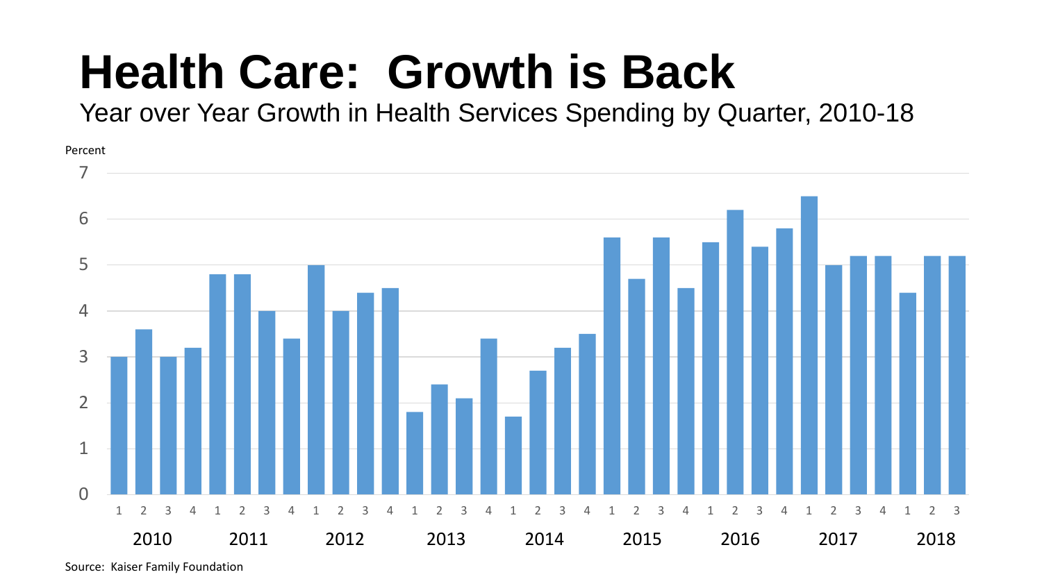# Health Care: Growth is Back

Year over Year Growth in Health Services Spending by Quarter, 2010-18

| Year | Quarter | Percent |
|---|---|---|
| 2010 | 1 | 3.0 |
| 2010 | 2 | 3.6 |
| 2010 | 3 | 3.0 |
| 2010 | 4 | 3.2 |
| 2011 | 1 | 4.8 |
| 2011 | 2 | 4.8 |
| 2011 | 3 | 4.0 |
| 2011 | 4 | 3.4 |
| 2012 | 1 | 5.0 |
| 2012 | 2 | 4.0 |
| 2012 | 3 | 4.4 |
| 2012 | 4 | 4.5 |
| 2013 | 1 | 1.8 |
| 2013 | 2 | 2.4 |
| 2013 | 3 | 2.1 |
| 2013 | 4 | 3.4 |
| 2014 | 1 | 1.7 |
| 2014 | 2 | 2.7 |
| 2014 | 3 | 3.2 |
| 2014 | 4 | 3.5 |
| 2015 | 1 | 5.6 |
| 2015 | 2 | 4.7 |
| 2015 | 3 | 5.6 |
| 2015 | 4 | 4.5 |
| 2016 | 1 | 5.5 |
| 2016 | 2 | 6.2 |
| 2016 | 3 | 5.4 |
| 2016 | 4 | 5.8 |
| 2017 | 1 | 6.5 |
| 2017 | 2 | 5.0 |
| 2017 | 3 | 5.2 |
| 2017 | 4 | 5.2 |
| 2018 | 1 | 4.4 |
| 2018 | 2 | 5.2 |
| 2018 | 3 | 5.2 |

Source: Kaiser Family Foundation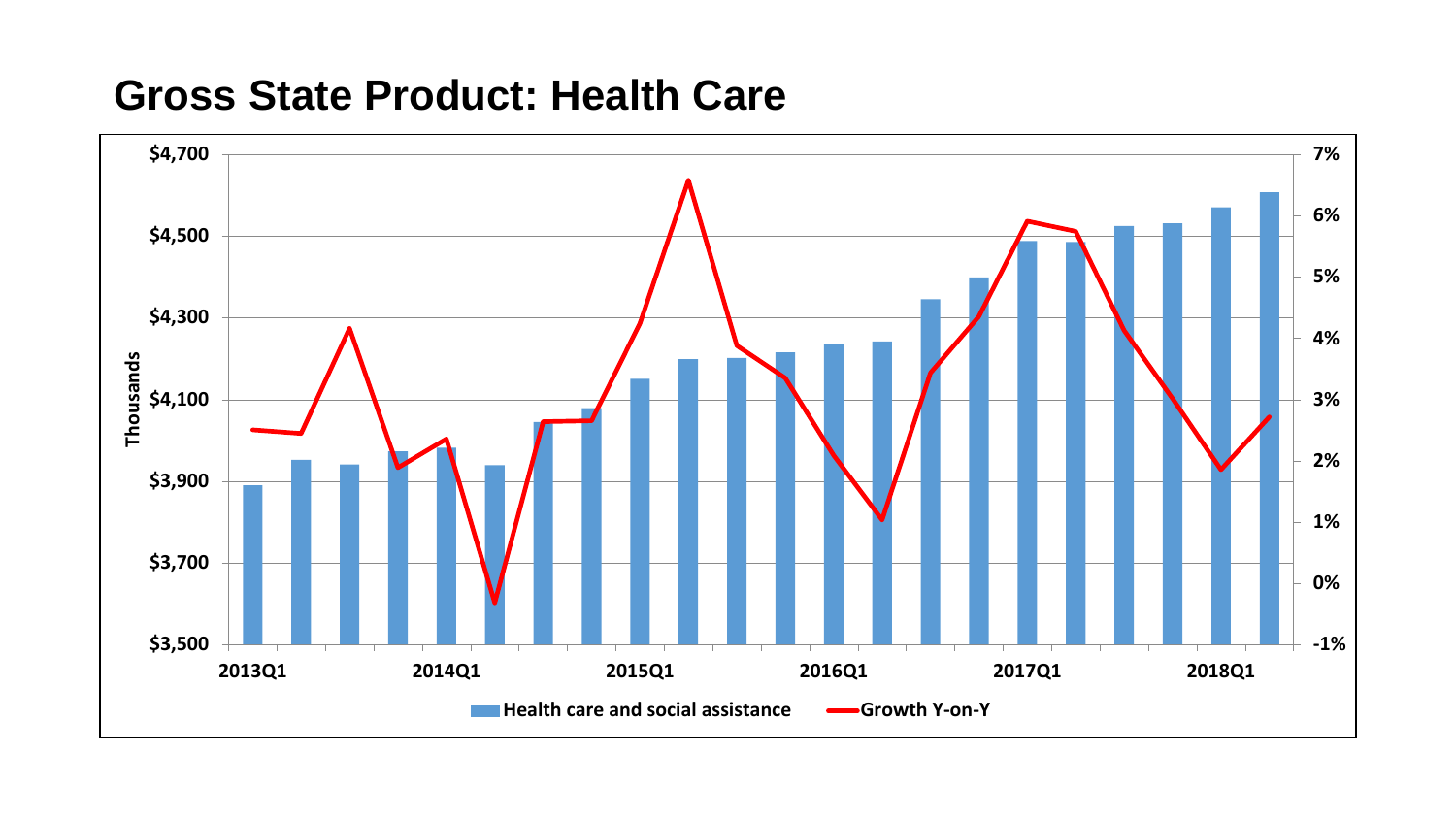# Gross State Product: Health Care

$4,700
$4,500
$4,300
$4,100
$3,900
$3,700
$3,500

Thousands

7%
6%
5%
4%
3%
2%
1%
0%
-1%

2013Q1 2014Q1 2015Q1 2016Q1 2017Q1 2018Q1

Health care and social assistance   Growth Y-on-Y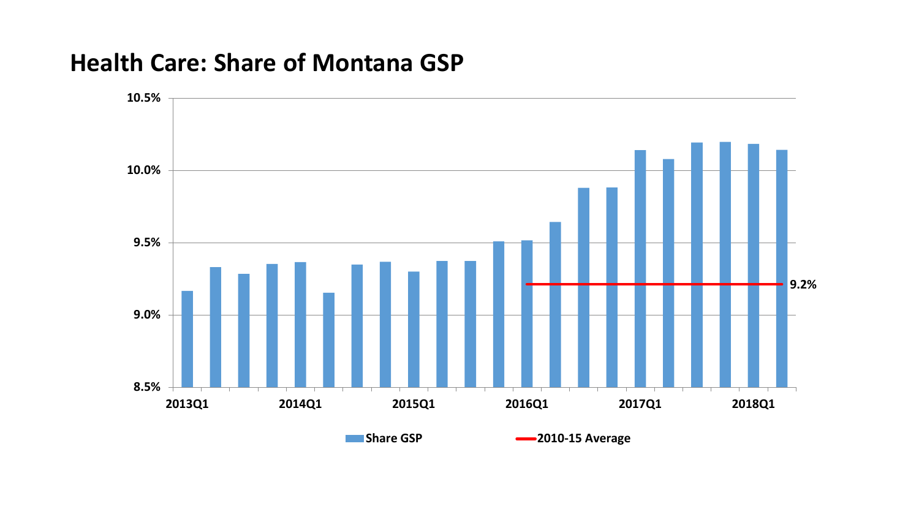# Health Care: Share of Montana GSP

10.5%

10.0%

9.5%

9.0%

8.5%

2013Q1 2014Q1 2015Q1 2016Q1 2017Q1 2018Q1

9.2%

Share GSP

2010-15 Average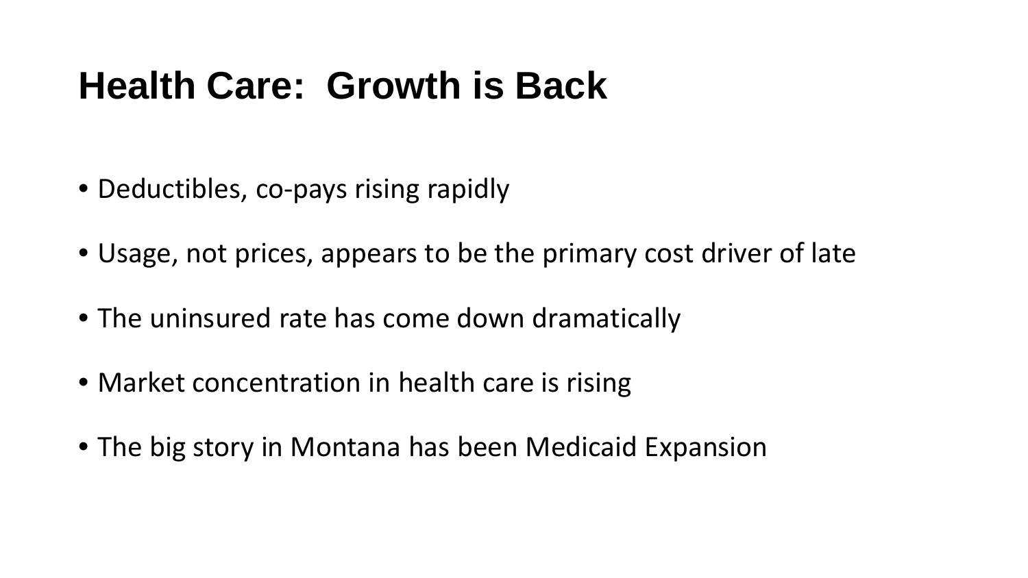# Health Care: Growth is Back

- Deductibles, co-pays rising rapidly
- Usage, not prices, appears to be the primary cost driver of late
- The uninsured rate has come down dramatically
- Market concentration in health care is rising
- The big story in Montana has been Medicaid Expansion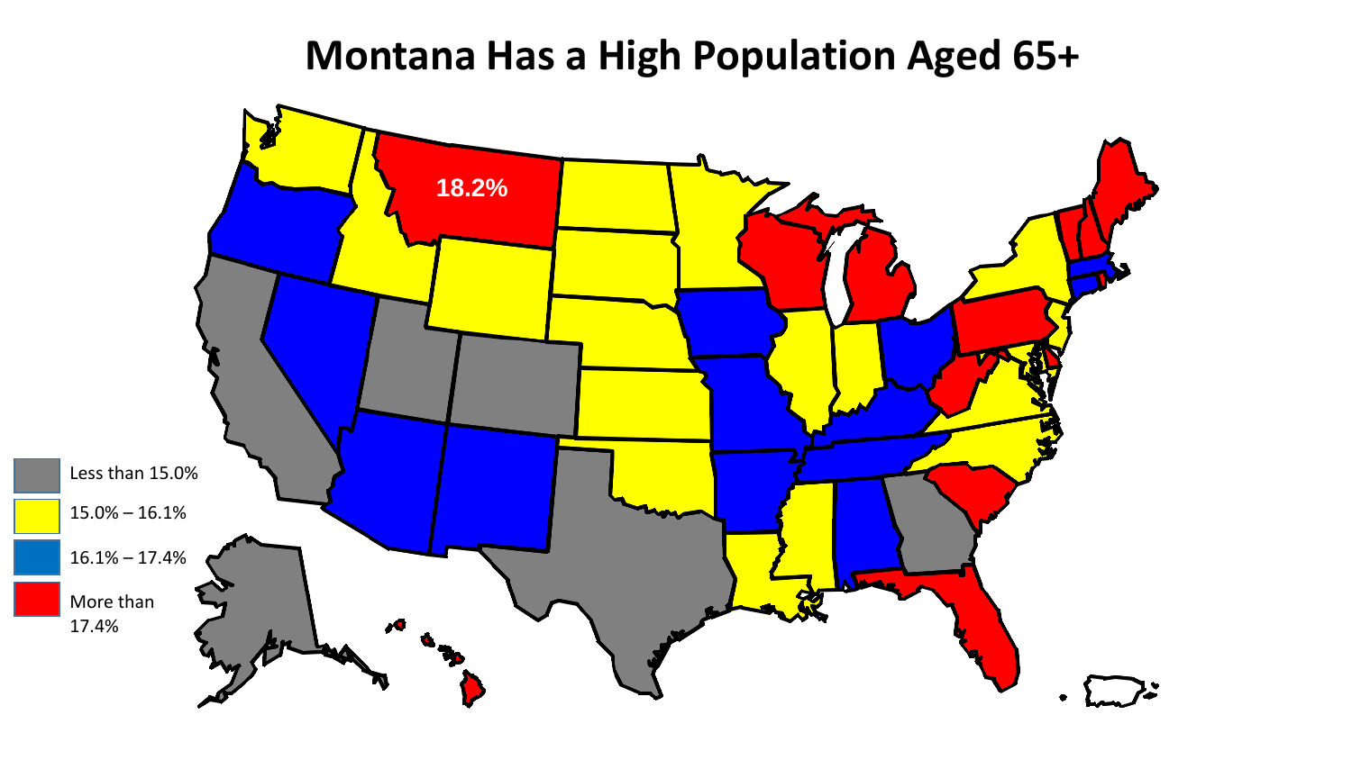# Montana Has a High Population Aged 65+

18.2%

- Less than 15.0%
- 15.0% – 16.1%
- 16.1% – 17.4%
- More than 17.4%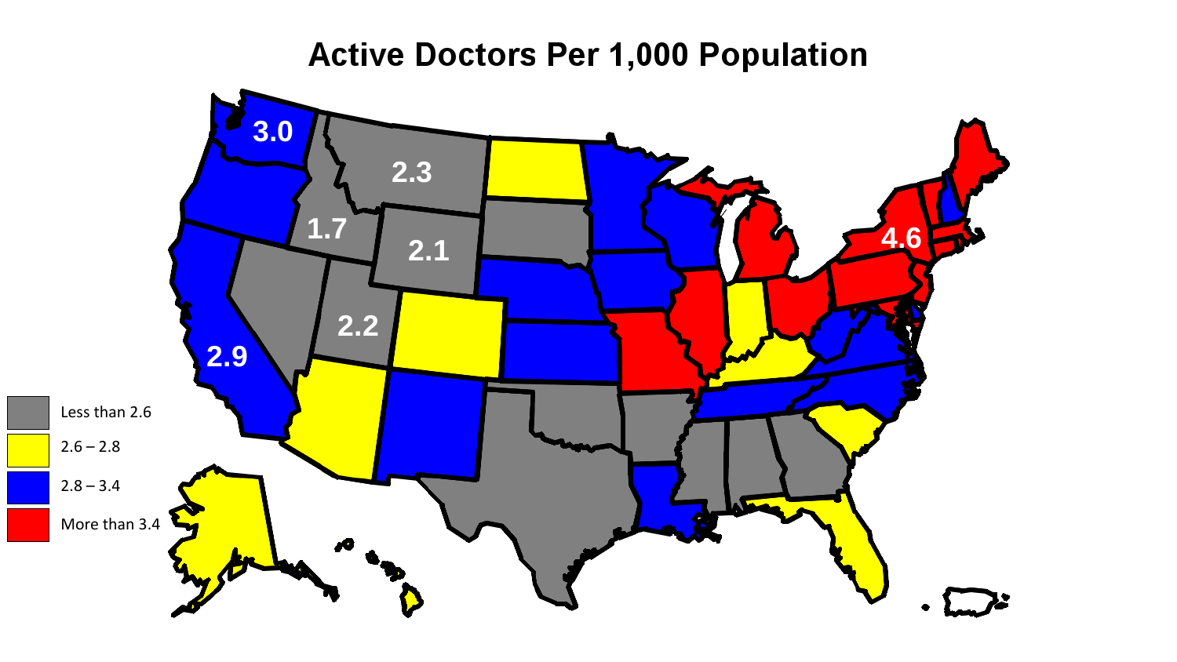# Active Doctors Per 1,000 Population

| Legend |
| --- |
| Less than 2.6 |
| 2.6 – 2.8 |
| 2.8 – 3.4 |
| More than 3.4 |

3.0

2.3

1.7

2.1

2.2

2.9

4.6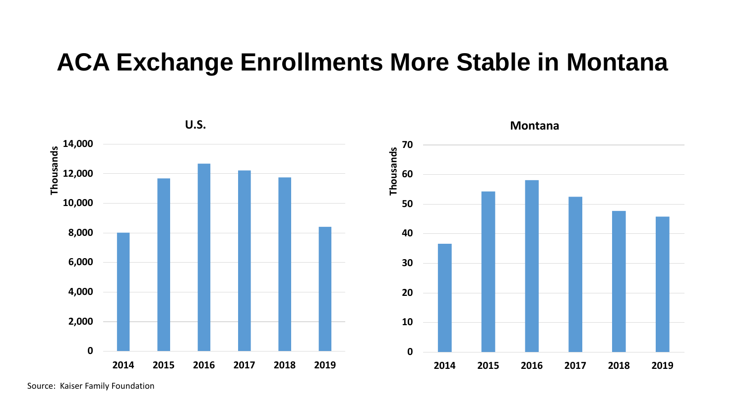# ACA Exchange Enrollments More Stable in Montana

**U.S.**

Thousands

14,000
12,000
10,000
8,000
6,000
4,000
2,000
0

2014 2015 2016 2017 2018 2019

**Montana**

Thousands

70
60
50
40
30
20
10
0

2014 2015 2016 2017 2018 2019

Source: Kaiser Family Foundation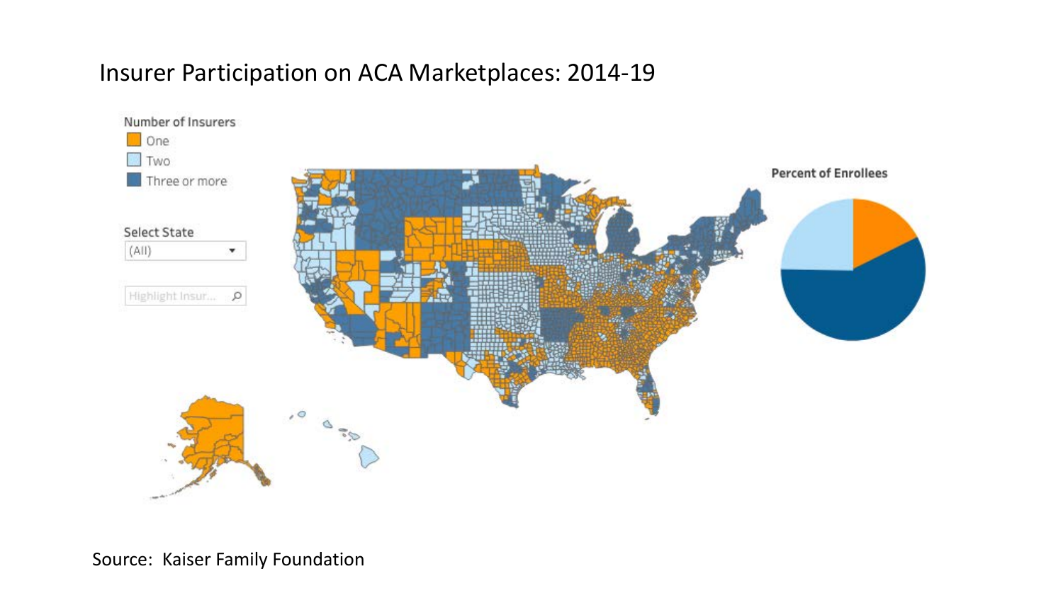# Insurer Participation on ACA Marketplaces: 2014-19

Number of Insurers

- One
- Two
- Three or more

Select State

(All)

Highlight Insur...

Percent of Enrollees

Source: Kaiser Family Foundation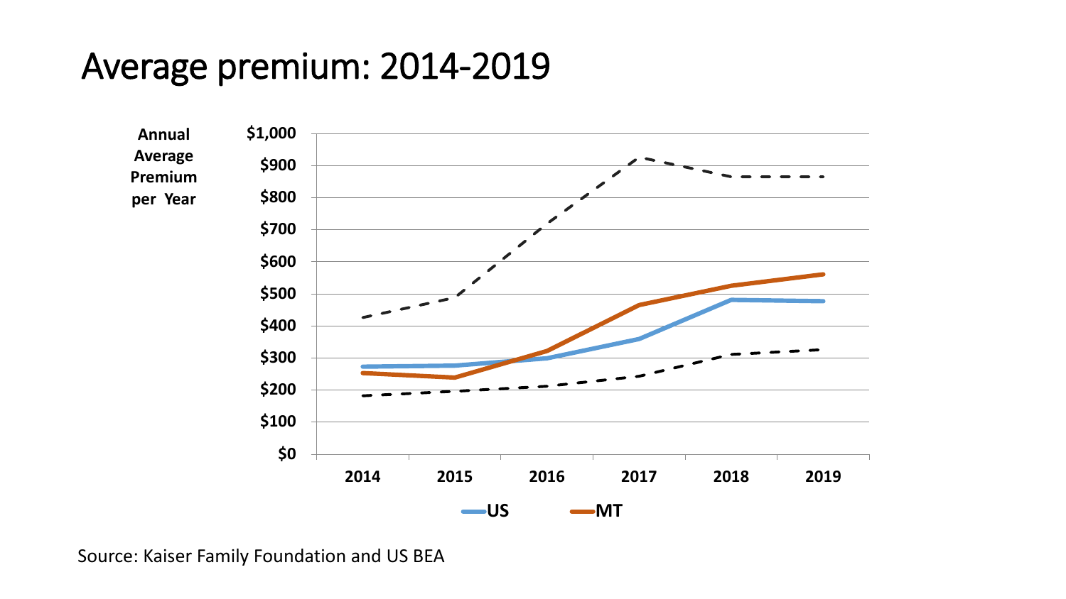# Average premium: 2014-2019

Annual Average Premium per Year

$1,000
$900
$800
$700
$600
$500
$400
$300
$200
$100
$0

2014 2015 2016 2017 2018 2019

US MT

Source: Kaiser Family Foundation and US BEA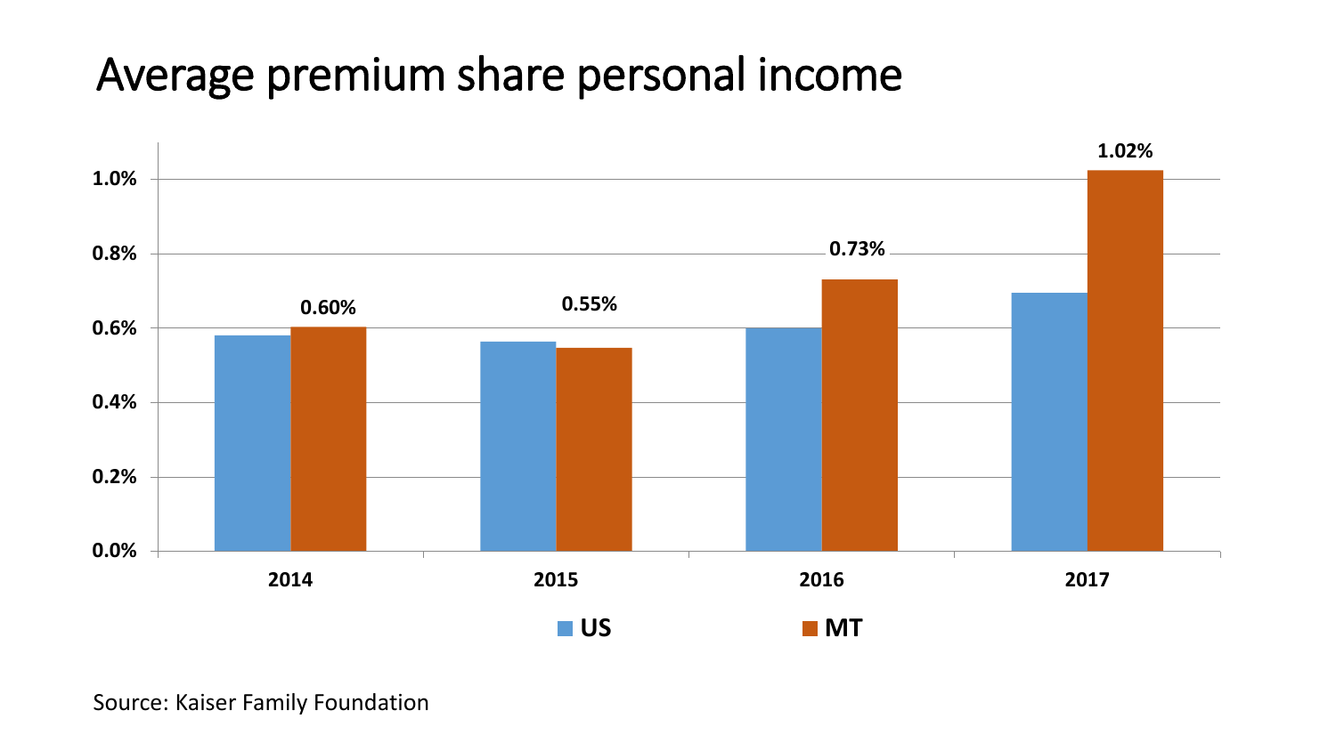# Average premium share personal income

| | US | MT |
|---|---|---|
| 2014 | | 0.60% |
| 2015 | | 0.55% |
| 2016 | | 0.73% |
| 2017 | | 1.02% |

Source: Kaiser Family Foundation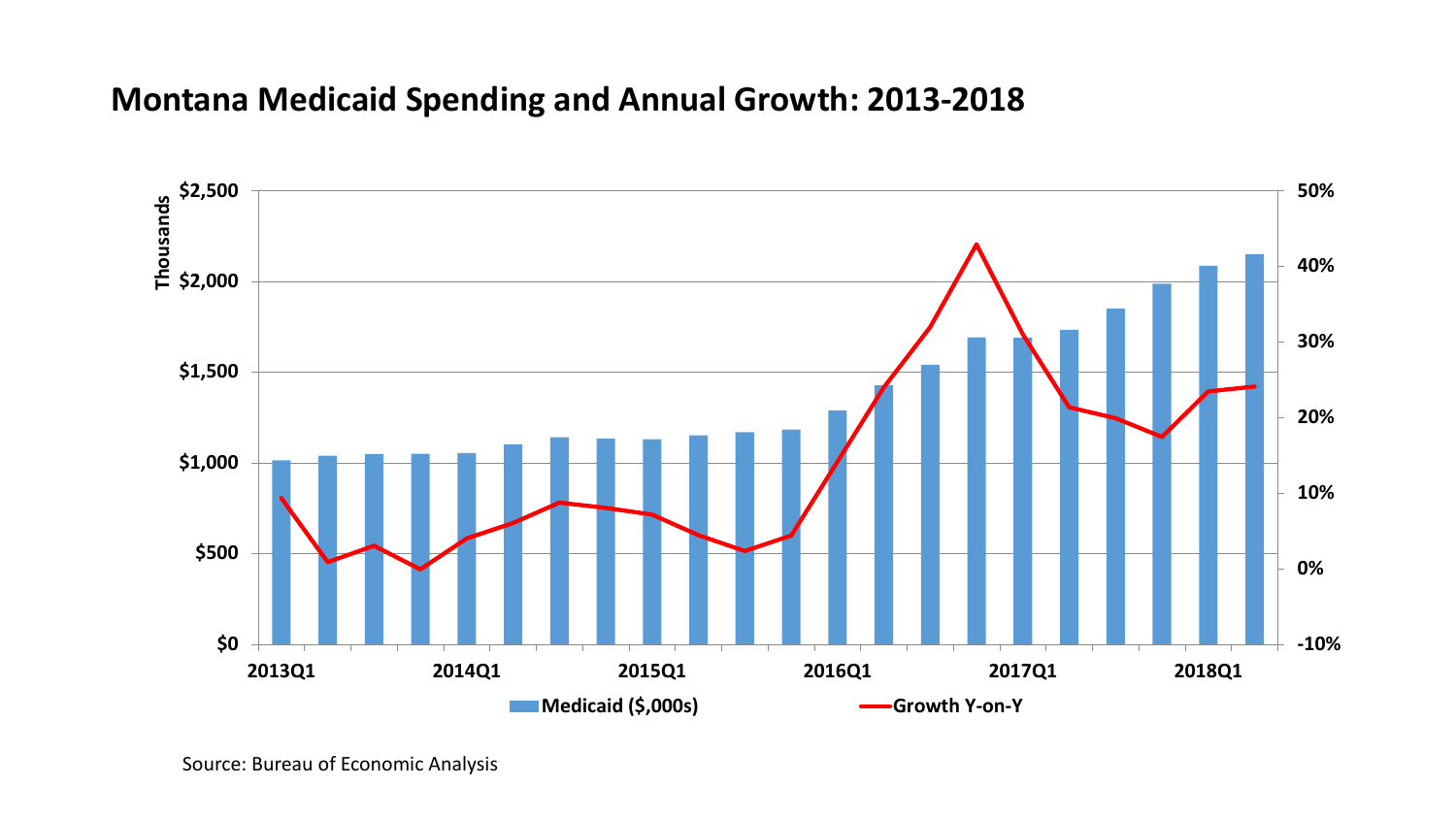# Montana Medicaid Spending and Annual Growth: 2013-2018

Thousands

$2,500
$2,000
$1,500
$1,000
$500
$0

50%
40%
30%
20%
10%
0%
-10%

2013Q1 2014Q1 2015Q1 2016Q1 2017Q1 2018Q1

Medicaid ($,000s) Growth Y-on-Y

Source: Bureau of Economic Analysis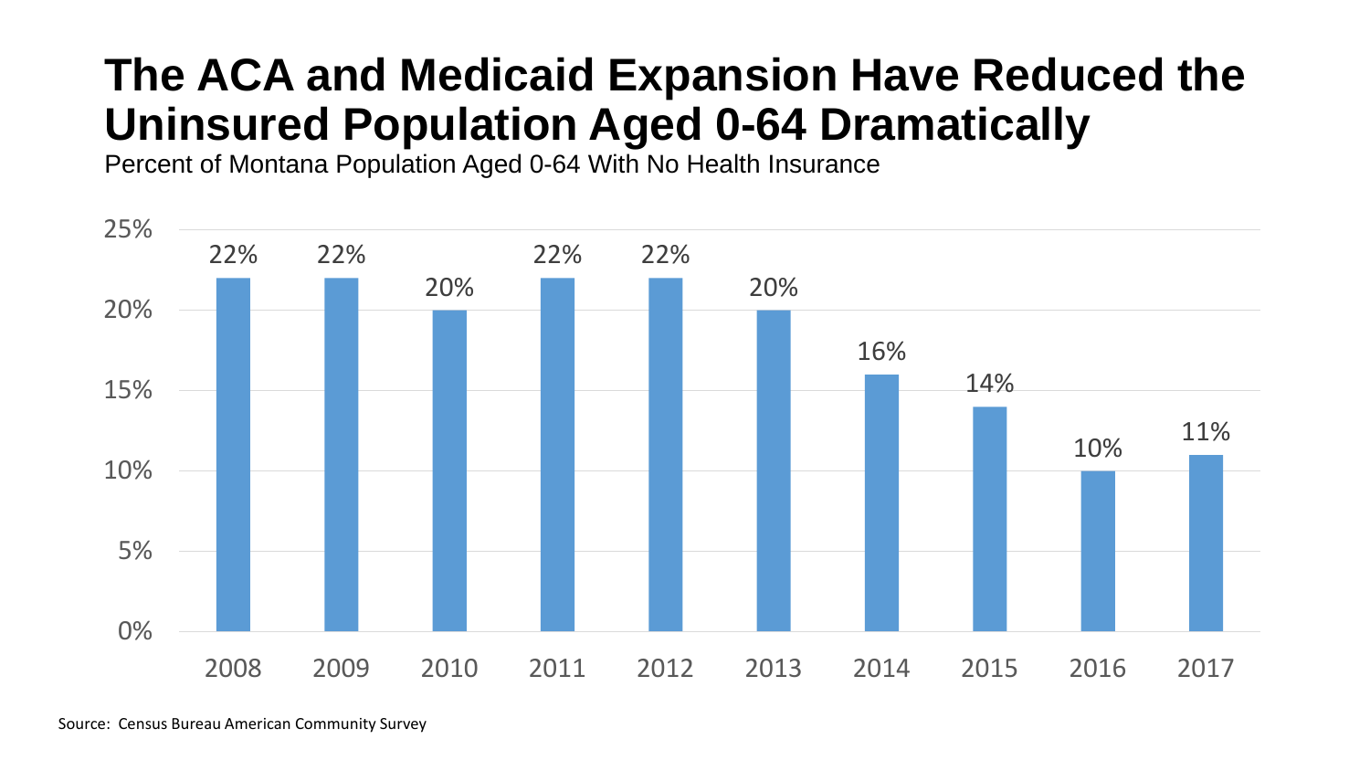# The ACA and Medicaid Expansion Have Reduced the Uninsured Population Aged 0-64 Dramatically

Percent of Montana Population Aged 0-64 With No Health Insurance

| Year | Percent |
|---|---|
| 2008 | 22% |
| 2009 | 22% |
| 2010 | 20% |
| 2011 | 22% |
| 2012 | 22% |
| 2013 | 20% |
| 2014 | 16% |
| 2015 | 14% |
| 2016 | 10% |
| 2017 | 11% |

Source: Census Bureau American Community Survey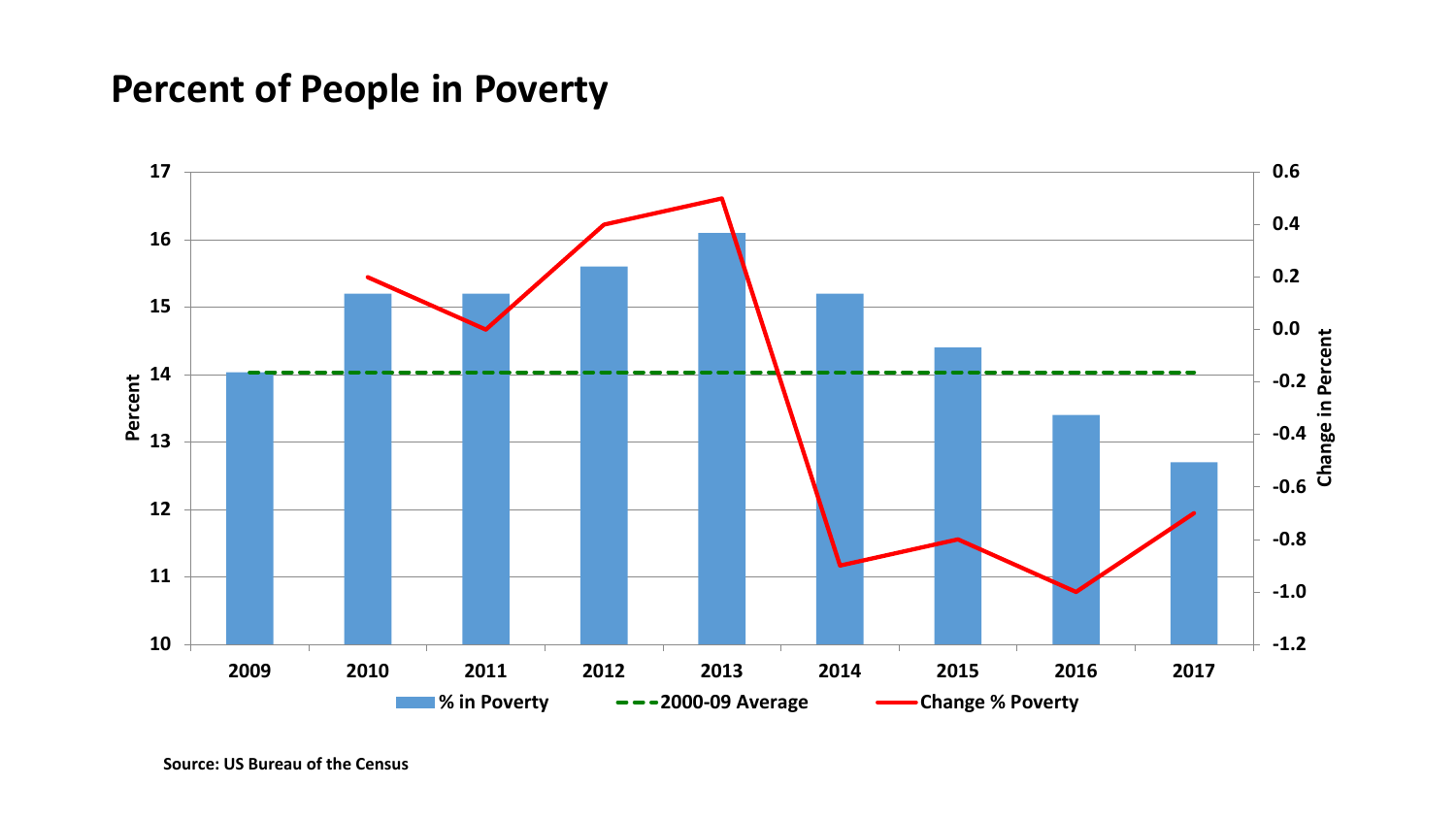# Percent of People in Poverty

Source: US Bureau of the Census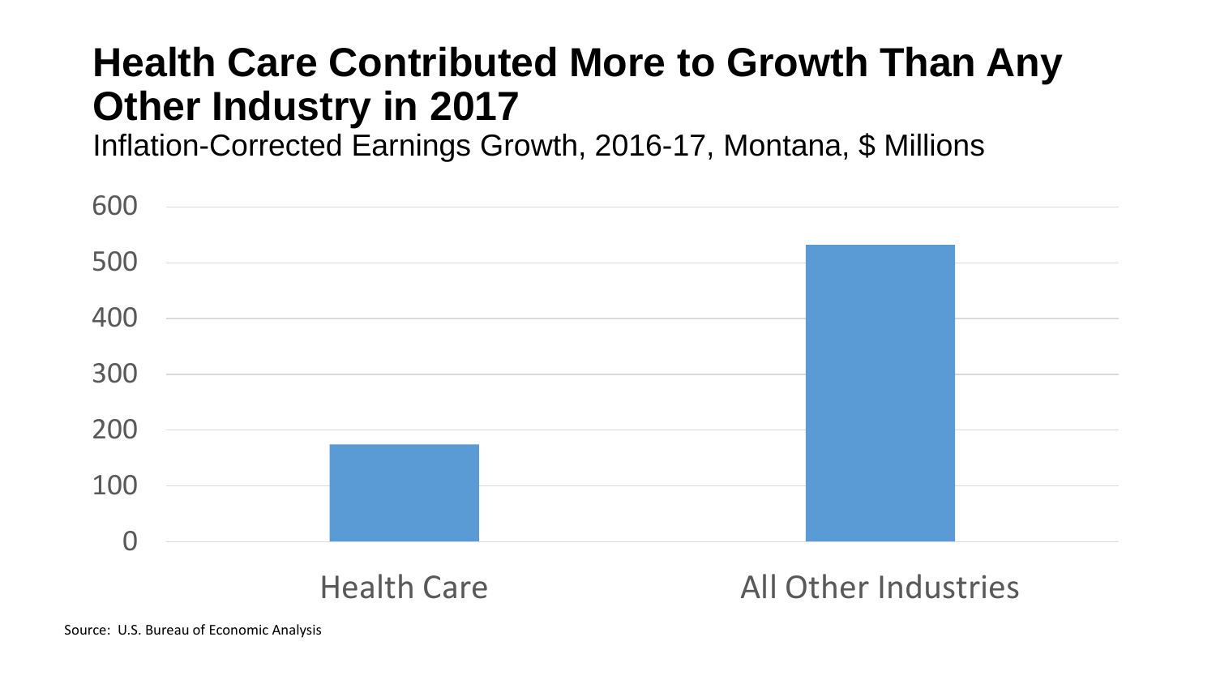# Health Care Contributed More to Growth Than Any Other Industry in 2017

Inflation-Corrected Earnings Growth, 2016-17, Montana, $ Millions

600

500

400

300

200

100

0

Health Care

All Other Industries

Source: U.S. Bureau of Economic Analysis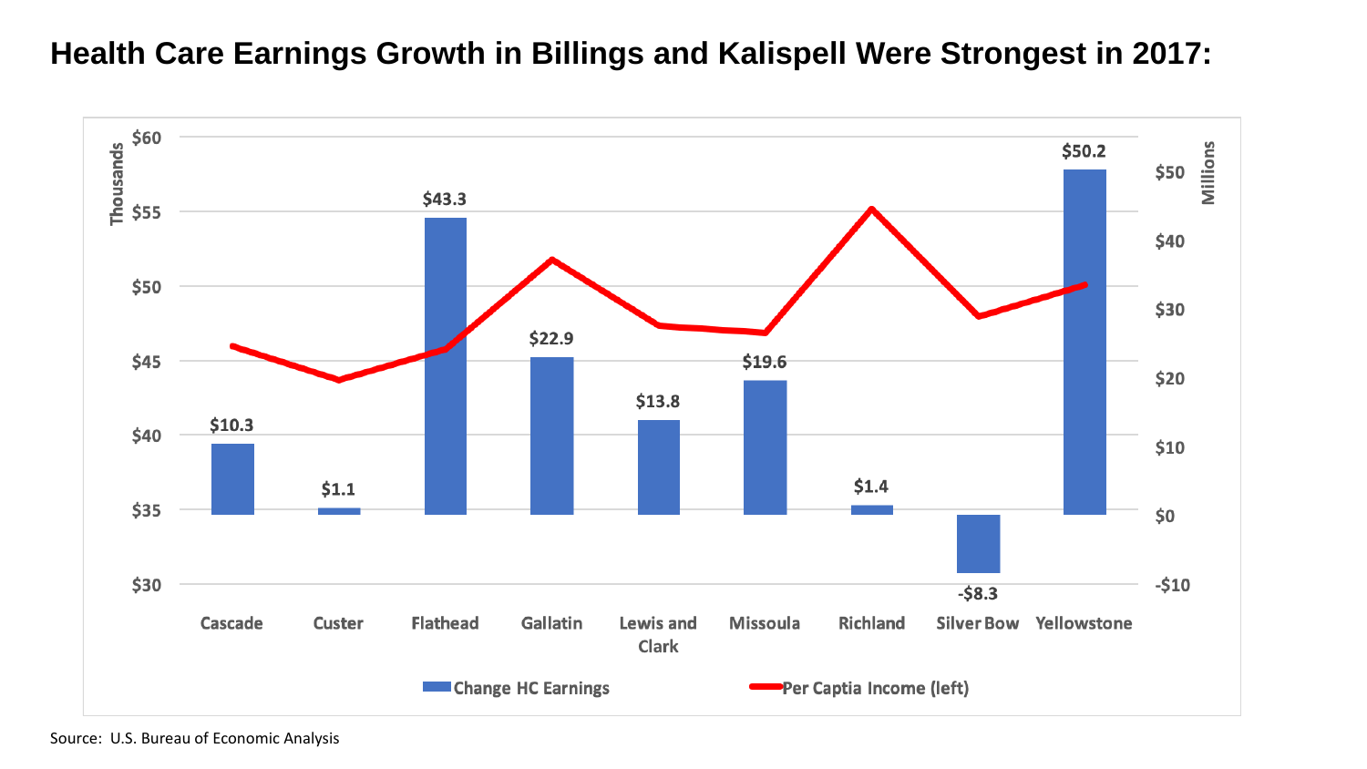# Health Care Earnings Growth in Billings and Kalispell Were Strongest in 2017:

| County | Change HC Earnings (Millions) |
| --- | --- |
| Cascade | $10.3 |
| Custer | $1.1 |
| Flathead | $43.3 |
| Gallatin | $22.9 |
| Lewis and Clark | $13.8 |
| Missoula | $19.6 |
| Richland | $1.4 |
| Silver Bow | -$8.3 |
| Yellowstone | $50.2 |

Legend: Change HC Earnings; Per Captia Income (left)

Left axis: Thousands ($30–$60). Right axis: Millions (-$10–$50).

Source: U.S. Bureau of Economic Analysis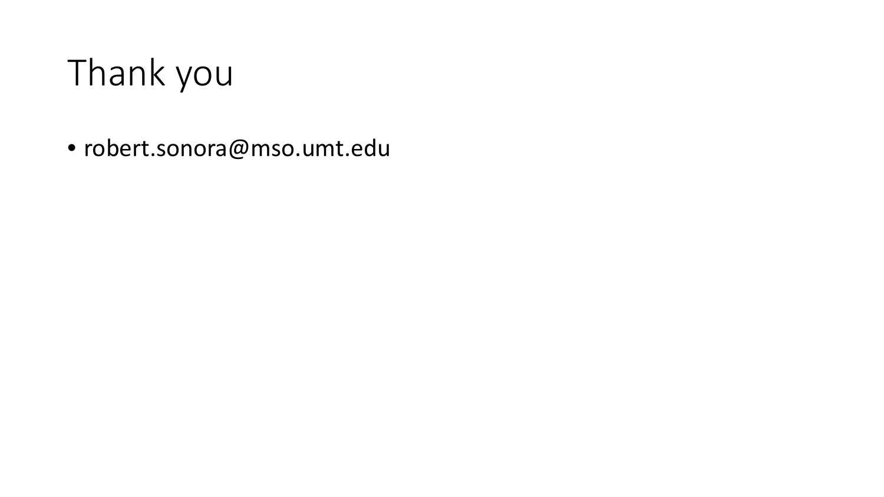# Thank you

- robert.sonora@mso.umt.edu